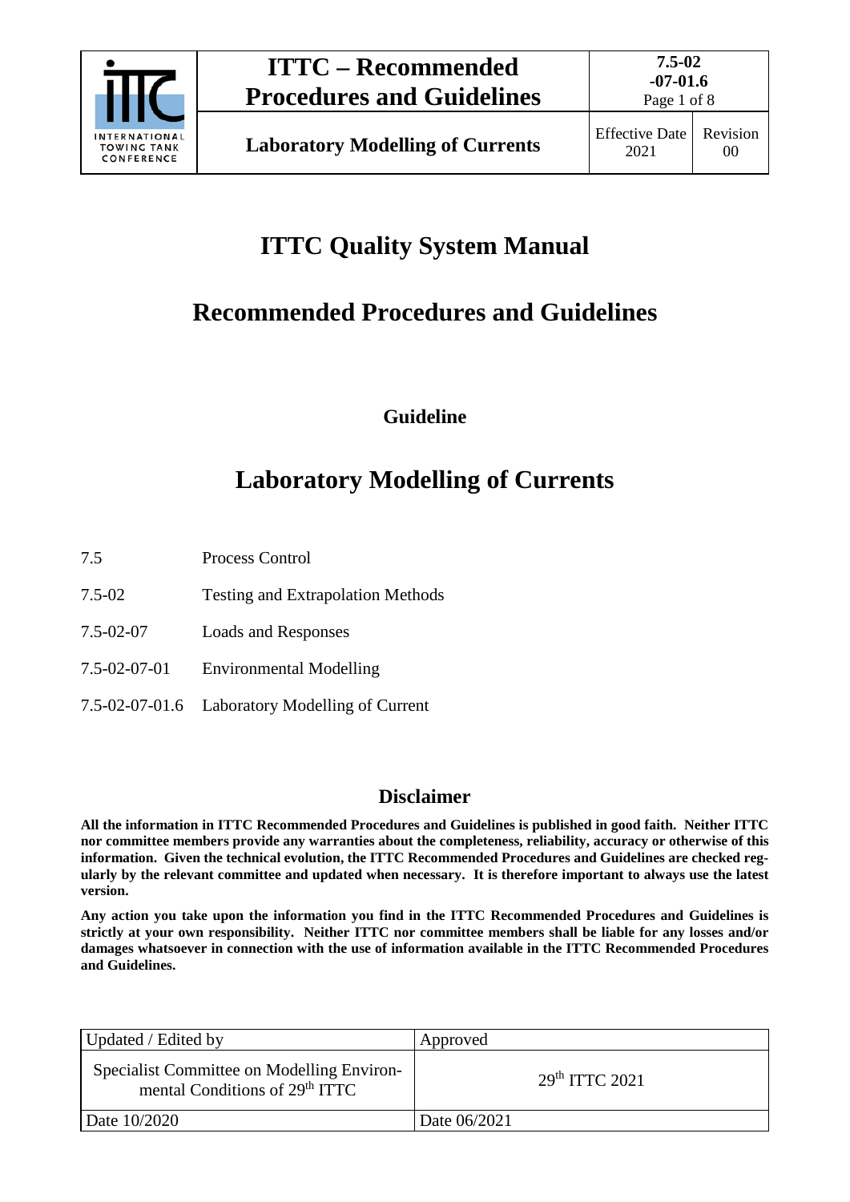# ITTC Quality System Manual

## Recommended Procedures and Guidelines

### Guideline

## Laboratory Modelling of Currents

| | |
|---|---|
| 7.5 | Process Control |
| 7.5-02 | Testing and Extrapolation Methods |
| 7.5-02-07 | Loads and Responses |
| 7.5-02-07-01 | Environmental Modelling |
| 7.5-02-07-01.6 | Laboratory Modelling of Current |

### Disclaimer

**All the information in ITTC Recommended Procedures and Guidelines is published in good faith. Neither ITTC nor committee members provide any warranties about the completeness, reliability, accuracy or otherwise of this information. Given the technical evolution, the ITTC Recommended Procedures and Guidelines are checked regularly by the relevant committee and updated when necessary. It is therefore important to always use the latest version.**

**Any action you take upon the information you find in the ITTC Recommended Procedures and Guidelines is strictly at your own responsibility. Neither ITTC nor committee members shall be liable for any losses and/or damages whatsoever in connection with the use of information available in the ITTC Recommended Procedures and Guidelines.**

| Updated / Edited by | Approved |
|---|---|
| Specialist Committee on Modelling Environmental Conditions of 29th ITTC | 29th ITTC 2021 |
| Date 10/2020 | Date 06/2021 |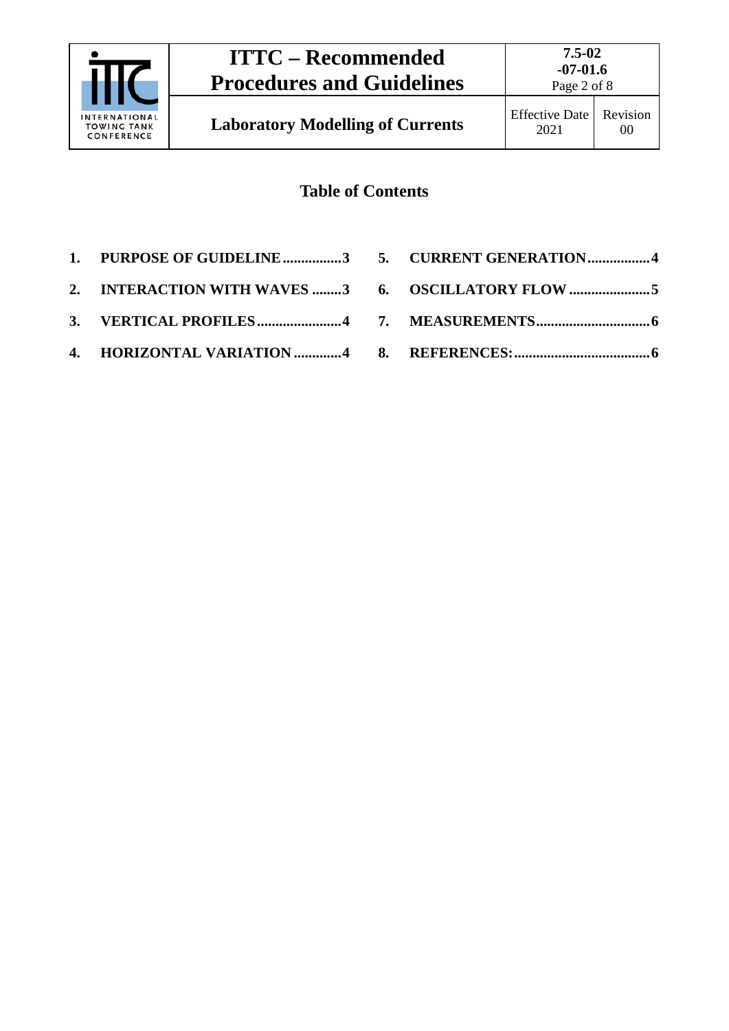## Table of Contents

1. PURPOSE OF GUIDELINE ................3
2. INTERACTION WITH WAVES ........3
3. VERTICAL PROFILES .......................4
4. HORIZONTAL VARIATION .............4
5. CURRENT GENERATION .................4
6. OSCILLATORY FLOW ......................5
7. MEASUREMENTS ..............................6
8. REFERENCES: .....................................6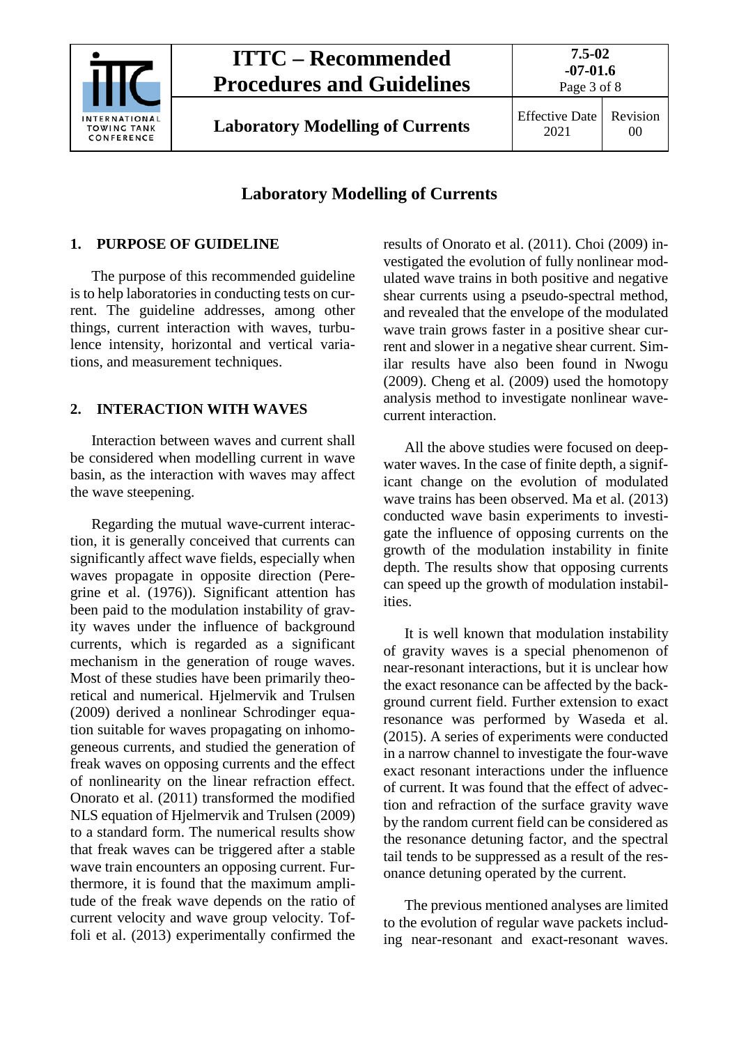# Laboratory Modelling of Currents

## 1. PURPOSE OF GUIDELINE

The purpose of this recommended guideline is to help laboratories in conducting tests on current. The guideline addresses, among other things, current interaction with waves, turbulence intensity, horizontal and vertical variations, and measurement techniques.

## 2. INTERACTION WITH WAVES

Interaction between waves and current shall be considered when modelling current in wave basin, as the interaction with waves may affect the wave steepening.

Regarding the mutual wave-current interaction, it is generally conceived that currents can significantly affect wave fields, especially when waves propagate in opposite direction (Peregrine et al. (1976)). Significant attention has been paid to the modulation instability of gravity waves under the influence of background currents, which is regarded as a significant mechanism in the generation of rouge waves. Most of these studies have been primarily theoretical and numerical. Hjelmervik and Trulsen (2009) derived a nonlinear Schrodinger equation suitable for waves propagating on inhomogeneous currents, and studied the generation of freak waves on opposing currents and the effect of nonlinearity on the linear refraction effect. Onorato et al. (2011) transformed the modified NLS equation of Hjelmervik and Trulsen (2009) to a standard form. The numerical results show that freak waves can be triggered after a stable wave train encounters an opposing current. Furthermore, it is found that the maximum amplitude of the freak wave depends on the ratio of current velocity and wave group velocity. Toffoli et al. (2013) experimentally confirmed the results of Onorato et al. (2011). Choi (2009) investigated the evolution of fully nonlinear modulated wave trains in both positive and negative shear currents using a pseudo-spectral method, and revealed that the envelope of the modulated wave train grows faster in a positive shear current and slower in a negative shear current. Similar results have also been found in Nwogu (2009). Cheng et al. (2009) used the homotopy analysis method to investigate nonlinear wave-current interaction.

All the above studies were focused on deep-water waves. In the case of finite depth, a significant change on the evolution of modulated wave trains has been observed. Ma et al. (2013) conducted wave basin experiments to investigate the influence of opposing currents on the growth of the modulation instability in finite depth. The results show that opposing currents can speed up the growth of modulation instabilities.

It is well known that modulation instability of gravity waves is a special phenomenon of near-resonant interactions, but it is unclear how the exact resonance can be affected by the background current field. Further extension to exact resonance was performed by Waseda et al. (2015). A series of experiments were conducted in a narrow channel to investigate the four-wave exact resonant interactions under the influence of current. It was found that the effect of advection and refraction of the surface gravity wave by the random current field can be considered as the resonance detuning factor, and the spectral tail tends to be suppressed as a result of the resonance detuning operated by the current.

The previous mentioned analyses are limited to the evolution of regular wave packets including near-resonant and exact-resonant waves.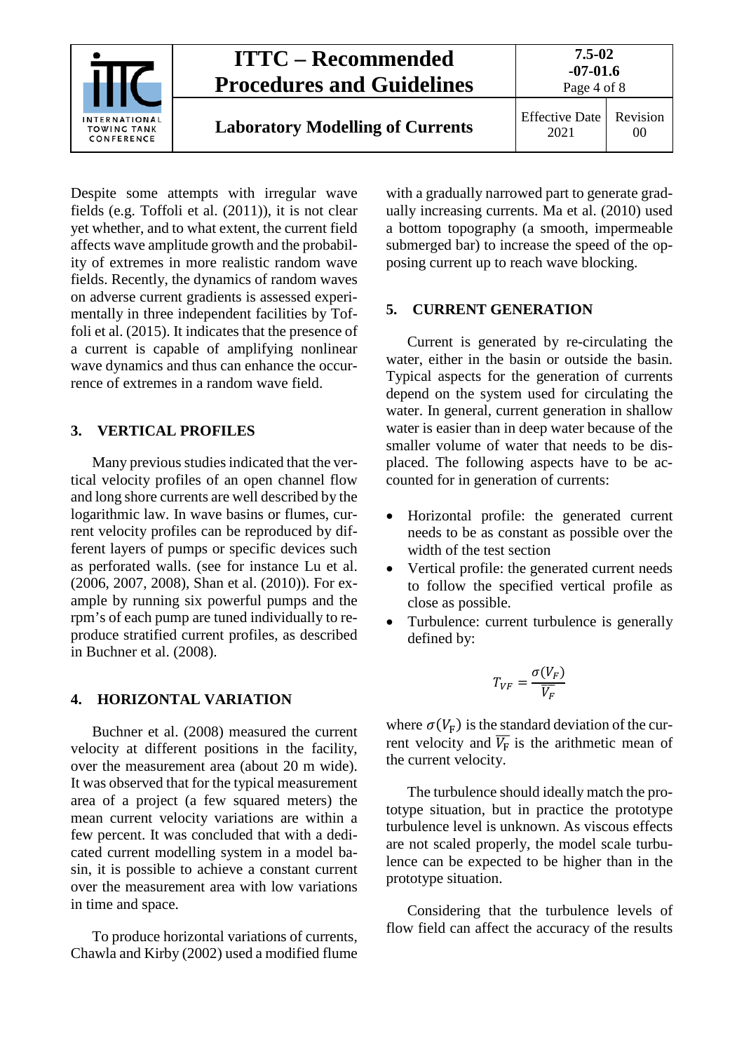Despite some attempts with irregular wave fields (e.g. Toffoli et al. (2011)), it is not clear yet whether, and to what extent, the current field affects wave amplitude growth and the probability of extremes in more realistic random wave fields. Recently, the dynamics of random waves on adverse current gradients is assessed experimentally in three independent facilities by Toffoli et al. (2015). It indicates that the presence of a current is capable of amplifying nonlinear wave dynamics and thus can enhance the occurrence of extremes in a random wave field.

## 3. VERTICAL PROFILES

Many previous studies indicated that the vertical velocity profiles of an open channel flow and long shore currents are well described by the logarithmic law. In wave basins or flumes, current velocity profiles can be reproduced by different layers of pumps or specific devices such as perforated walls. (see for instance Lu et al. (2006, 2007, 2008), Shan et al. (2010)). For example by running six powerful pumps and the rpm's of each pump are tuned individually to reproduce stratified current profiles, as described in Buchner et al. (2008).

## 4. HORIZONTAL VARIATION

Buchner et al. (2008) measured the current velocity at different positions in the facility, over the measurement area (about 20 m wide). It was observed that for the typical measurement area of a project (a few squared meters) the mean current velocity variations are within a few percent. It was concluded that with a dedicated current modelling system in a model basin, it is possible to achieve a constant current over the measurement area with low variations in time and space.

To produce horizontal variations of currents, Chawla and Kirby (2002) used a modified flume with a gradually narrowed part to generate gradually increasing currents. Ma et al. (2010) used a bottom topography (a smooth, impermeable submerged bar) to increase the speed of the opposing current up to reach wave blocking.

## 5. CURRENT GENERATION

Current is generated by re-circulating the water, either in the basin or outside the basin. Typical aspects for the generation of currents depend on the system used for circulating the water. In general, current generation in shallow water is easier than in deep water because of the smaller volume of water that needs to be displaced. The following aspects have to be accounted for in generation of currents:

- Horizontal profile: the generated current needs to be as constant as possible over the width of the test section
- Vertical profile: the generated current needs to follow the specified vertical profile as close as possible.
- Turbulence: current turbulence is generally defined by:

$$T_{VF} = \frac{\sigma(V_F)}{\overline{V_F}}$$

where $\sigma(V_\mathrm{F})$ is the standard deviation of the current velocity and $\overline{V_\mathrm{F}}$ is the arithmetic mean of the current velocity.

The turbulence should ideally match the prototype situation, but in practice the prototype turbulence level is unknown. As viscous effects are not scaled properly, the model scale turbulence can be expected to be higher than in the prototype situation.

Considering that the turbulence levels of flow field can affect the accuracy of the results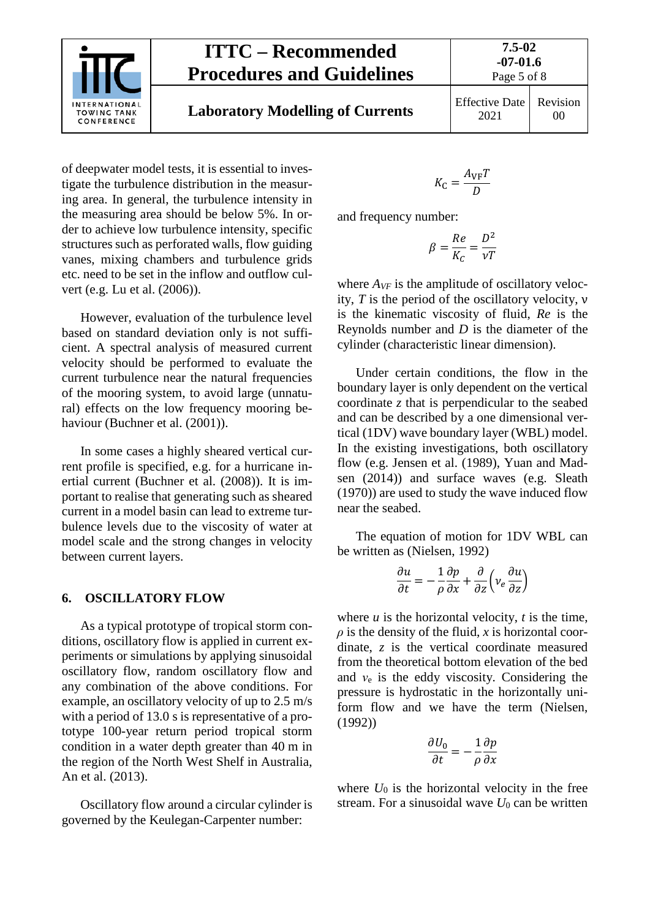of deepwater model tests, it is essential to investigate the turbulence distribution in the measuring area. In general, the turbulence intensity in the measuring area should be below 5%. In order to achieve low turbulence intensity, specific structures such as perforated walls, flow guiding vanes, mixing chambers and turbulence grids etc. need to be set in the inflow and outflow culvert (e.g. Lu et al. (2006)).

However, evaluation of the turbulence level based on standard deviation only is not sufficient. A spectral analysis of measured current velocity should be performed to evaluate the current turbulence near the natural frequencies of the mooring system, to avoid large (unnatural) effects on the low frequency mooring behaviour (Buchner et al. (2001)).

In some cases a highly sheared vertical current profile is specified, e.g. for a hurricane inertial current (Buchner et al. (2008)). It is important to realise that generating such as sheared current in a model basin can lead to extreme turbulence levels due to the viscosity of water at model scale and the strong changes in velocity between current layers.

## 6. OSCILLATORY FLOW

As a typical prototype of tropical storm conditions, oscillatory flow is applied in current experiments or simulations by applying sinusoidal oscillatory flow, random oscillatory flow and any combination of the above conditions. For example, an oscillatory velocity of up to 2.5 m/s with a period of 13.0 s is representative of a prototype 100-year return period tropical storm condition in a water depth greater than 40 m in the region of the North West Shelf in Australia, An et al. (2013).

Oscillatory flow around a circular cylinder is governed by the Keulegan-Carpenter number:

$$K_{\mathrm{C}} = \frac{A_{\mathrm{VF}} T}{D}$$

and frequency number:

$$\beta = \frac{Re}{K_C} = \frac{D^2}{\nu T}$$

where $A_{VF}$ is the amplitude of oscillatory velocity, $T$ is the period of the oscillatory velocity, $\nu$ is the kinematic viscosity of fluid, $Re$ is the Reynolds number and $D$ is the diameter of the cylinder (characteristic linear dimension).

Under certain conditions, the flow in the boundary layer is only dependent on the vertical coordinate $z$ that is perpendicular to the seabed and can be described by a one dimensional vertical (1DV) wave boundary layer (WBL) model. In the existing investigations, both oscillatory flow (e.g. Jensen et al. (1989), Yuan and Madsen (2014)) and surface waves (e.g. Sleath (1970)) are used to study the wave induced flow near the seabed.

The equation of motion for 1DV WBL can be written as (Nielsen, 1992)

$$\frac{\partial u}{\partial t} = -\frac{1}{\rho}\frac{\partial p}{\partial x} + \frac{\partial}{\partial z}\left(\nu_e \frac{\partial u}{\partial z}\right)$$

where $u$ is the horizontal velocity, $t$ is the time, $\rho$ is the density of the fluid, $x$ is horizontal coordinate, $z$ is the vertical coordinate measured from the theoretical bottom elevation of the bed and $\nu_e$ is the eddy viscosity. Considering the pressure is hydrostatic in the horizontally uniform flow and we have the term (Nielsen, (1992))

$$\frac{\partial U_0}{\partial t} = -\frac{1}{\rho}\frac{\partial p}{\partial x}$$

where $U_0$ is the horizontal velocity in the free stream. For a sinusoidal wave $U_0$ can be written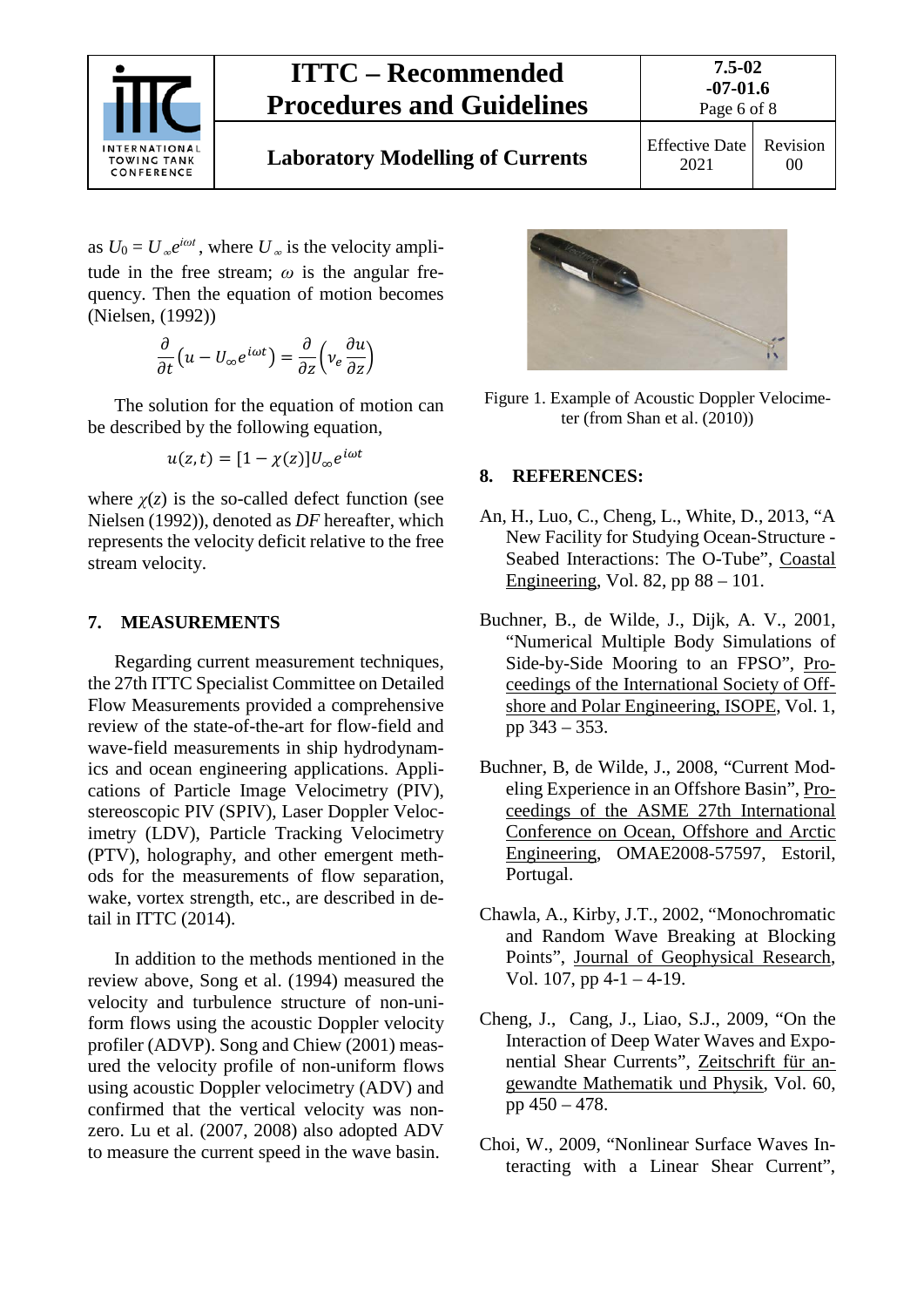as $U_0 = U_\infty e^{i\omega t}$, where $U_\infty$ is the velocity amplitude in the free stream; $\omega$ is the angular frequency. Then the equation of motion becomes (Nielsen, (1992))

$$\frac{\partial}{\partial t}\left(u - U_\infty e^{i\omega t}\right) = \frac{\partial}{\partial z}\left(\nu_e \frac{\partial u}{\partial z}\right)$$

The solution for the equation of motion can be described by the following equation,

$$u(z,t) = [1 - \chi(z)] U_\infty e^{i\omega t}$$

where $\chi(z)$ is the so-called defect function (see Nielsen (1992)), denoted as *DF* hereafter, which represents the velocity deficit relative to the free stream velocity.

## 7. MEASUREMENTS

Regarding current measurement techniques, the 27th ITTC Specialist Committee on Detailed Flow Measurements provided a comprehensive review of the state-of-the-art for flow-field and wave-field measurements in ship hydrodynamics and ocean engineering applications. Applications of Particle Image Velocimetry (PIV), stereoscopic PIV (SPIV), Laser Doppler Velocimetry (LDV), Particle Tracking Velocimetry (PTV), holography, and other emergent methods for the measurements of flow separation, wake, vortex strength, etc., are described in detail in ITTC (2014).

In addition to the methods mentioned in the review above, Song et al. (1994) measured the velocity and turbulence structure of non-uniform flows using the acoustic Doppler velocity profiler (ADVP). Song and Chiew (2001) measured the velocity profile of non-uniform flows using acoustic Doppler velocimetry (ADV) and confirmed that the vertical velocity was non-zero. Lu et al. (2007, 2008) also adopted ADV to measure the current speed in the wave basin.

Figure 1. Example of Acoustic Doppler Velocimeter (from Shan et al. (2010))

## 8. REFERENCES:

An, H., Luo, C., Cheng, L., White, D., 2013, "A New Facility for Studying Ocean-Structure - Seabed Interactions: The O-Tube", Coastal Engineering, Vol. 82, pp 88 – 101.

Buchner, B., de Wilde, J., Dijk, A. V., 2001, "Numerical Multiple Body Simulations of Side-by-Side Mooring to an FPSO", Proceedings of the International Society of Offshore and Polar Engineering, ISOPE, Vol. 1, pp 343 – 353.

Buchner, B, de Wilde, J., 2008, "Current Modeling Experience in an Offshore Basin", Proceedings of the ASME 27th International Conference on Ocean, Offshore and Arctic Engineering, OMAE2008-57597, Estoril, Portugal.

Chawla, A., Kirby, J.T., 2002, "Monochromatic and Random Wave Breaking at Blocking Points", Journal of Geophysical Research, Vol. 107, pp 4-1 – 4-19.

Cheng, J., Cang, J., Liao, S.J., 2009, "On the Interaction of Deep Water Waves and Exponential Shear Currents", Zeitschrift für angewandte Mathematik und Physik, Vol. 60, pp 450 – 478.

Choi, W., 2009, "Nonlinear Surface Waves Interacting with a Linear Shear Current",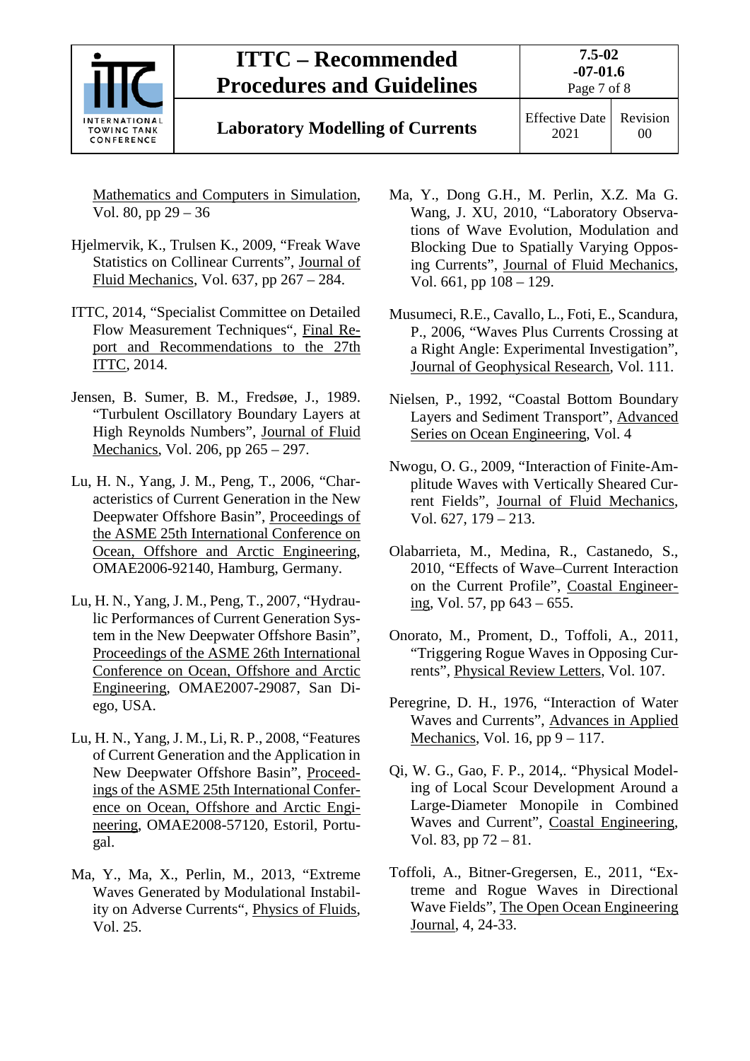Mathematics and Computers in Simulation, Vol. 80, pp 29 – 36

Hjelmervik, K., Trulsen K., 2009, "Freak Wave Statistics on Collinear Currents", Journal of Fluid Mechanics, Vol. 637, pp 267 – 284.

ITTC, 2014, "Specialist Committee on Detailed Flow Measurement Techniques", Final Report and Recommendations to the 27th ITTC, 2014.

Jensen, B. Sumer, B. M., Fredsøe, J., 1989. "Turbulent Oscillatory Boundary Layers at High Reynolds Numbers", Journal of Fluid Mechanics, Vol. 206, pp 265 – 297.

Lu, H. N., Yang, J. M., Peng, T., 2006, "Characteristics of Current Generation in the New Deepwater Offshore Basin", Proceedings of the ASME 25th International Conference on Ocean, Offshore and Arctic Engineering, OMAE2006-92140, Hamburg, Germany.

Lu, H. N., Yang, J. M., Peng, T., 2007, "Hydraulic Performances of Current Generation System in the New Deepwater Offshore Basin", Proceedings of the ASME 26th International Conference on Ocean, Offshore and Arctic Engineering, OMAE2007-29087, San Diego, USA.

Lu, H. N., Yang, J. M., Li, R. P., 2008, "Features of Current Generation and the Application in New Deepwater Offshore Basin", Proceedings of the ASME 25th International Conference on Ocean, Offshore and Arctic Engineering, OMAE2008-57120, Estoril, Portugal.

Ma, Y., Ma, X., Perlin, M., 2013, "Extreme Waves Generated by Modulational Instability on Adverse Currents", Physics of Fluids, Vol. 25.

Ma, Y., Dong G.H., M. Perlin, X.Z. Ma G. Wang, J. XU, 2010, "Laboratory Observations of Wave Evolution, Modulation and Blocking Due to Spatially Varying Opposing Currents", Journal of Fluid Mechanics, Vol. 661, pp 108 – 129.

Musumeci, R.E., Cavallo, L., Foti, E., Scandura, P., 2006, "Waves Plus Currents Crossing at a Right Angle: Experimental Investigation", Journal of Geophysical Research, Vol. 111.

Nielsen, P., 1992, "Coastal Bottom Boundary Layers and Sediment Transport", Advanced Series on Ocean Engineering, Vol. 4

Nwogu, O. G., 2009, "Interaction of Finite-Amplitude Waves with Vertically Sheared Current Fields", Journal of Fluid Mechanics, Vol. 627, 179 – 213.

Olabarrieta, M., Medina, R., Castanedo, S., 2010, "Effects of Wave–Current Interaction on the Current Profile", Coastal Engineering, Vol. 57, pp 643 – 655.

Onorato, M., Proment, D., Toffoli, A., 2011, "Triggering Rogue Waves in Opposing Currents", Physical Review Letters, Vol. 107.

Peregrine, D. H., 1976, "Interaction of Water Waves and Currents", Advances in Applied Mechanics, Vol. 16, pp 9 – 117.

Qi, W. G., Gao, F. P., 2014,. "Physical Modeling of Local Scour Development Around a Large-Diameter Monopile in Combined Waves and Current", Coastal Engineering, Vol. 83, pp 72 – 81.

Toffoli, A., Bitner-Gregersen, E., 2011, "Extreme and Rogue Waves in Directional Wave Fields", The Open Ocean Engineering Journal, 4, 24-33.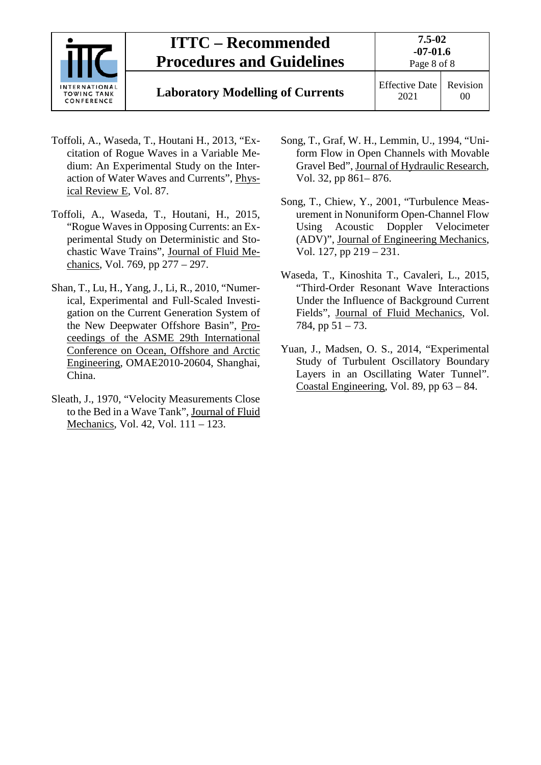Toffoli, A., Waseda, T., Houtani H., 2013, "Excitation of Rogue Waves in a Variable Medium: An Experimental Study on the Interaction of Water Waves and Currents", Physical Review E, Vol. 87.

Toffoli, A., Waseda, T., Houtani, H., 2015, "Rogue Waves in Opposing Currents: an Experimental Study on Deterministic and Stochastic Wave Trains", Journal of Fluid Mechanics, Vol. 769, pp 277 – 297.

Shan, T., Lu, H., Yang, J., Li, R., 2010, "Numerical, Experimental and Full-Scaled Investigation on the Current Generation System of the New Deepwater Offshore Basin", Proceedings of the ASME 29th International Conference on Ocean, Offshore and Arctic Engineering, OMAE2010-20604, Shanghai, China.

Sleath, J., 1970, "Velocity Measurements Close to the Bed in a Wave Tank", Journal of Fluid Mechanics, Vol. 42, Vol. 111 – 123.

Song, T., Graf, W. H., Lemmin, U., 1994, "Uniform Flow in Open Channels with Movable Gravel Bed", Journal of Hydraulic Research, Vol. 32, pp 861– 876.

Song, T., Chiew, Y., 2001, "Turbulence Measurement in Nonuniform Open-Channel Flow Using Acoustic Doppler Velocimeter (ADV)", Journal of Engineering Mechanics, Vol. 127, pp 219 – 231.

Waseda, T., Kinoshita T., Cavaleri, L., 2015, "Third-Order Resonant Wave Interactions Under the Influence of Background Current Fields", Journal of Fluid Mechanics, Vol. 784, pp 51 – 73.

Yuan, J., Madsen, O. S., 2014, "Experimental Study of Turbulent Oscillatory Boundary Layers in an Oscillating Water Tunnel". Coastal Engineering, Vol. 89, pp 63 – 84.